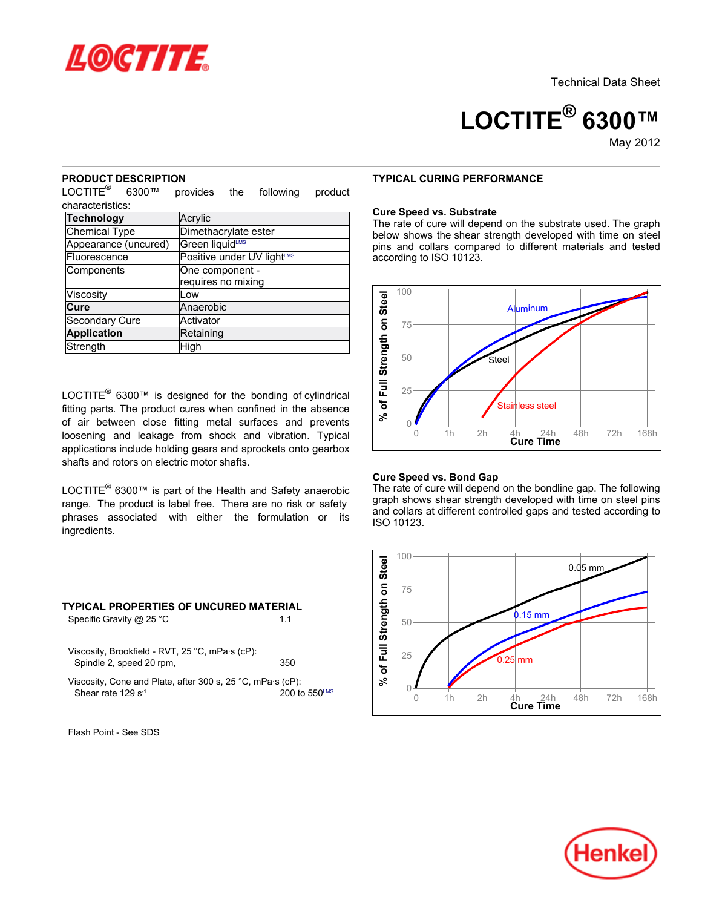LOCTITE®

Technical Data Sheet

# LOCTITE® 6300™

May 2012

## PRODUCT DESCRIPTION

LOCTITE® 6300™ provides the following product characteristics:

| | |
|---|---|
| **Technology** | Acrylic |
| Chemical Type | Dimethacrylate ester |
| Appearance (uncured) | Green liquid[LMS] |
| Fluorescence | Positive under UV light[LMS] |
| Components | One component - requires no mixing |
| Viscosity | Low |
| **Cure** | Anaerobic |
| Secondary Cure | Activator |
| **Application** | Retaining |
| Strength | High |

LOCTITE® 6300™ is designed for the bonding of cylindrical fitting parts. The product cures when confined in the absence of air between close fitting metal surfaces and prevents loosening and leakage from shock and vibration. Typical applications include holding gears and sprockets onto gearbox shafts and rotors on electric motor shafts.

LOCTITE® 6300™ is part of the Health and Safety anaerobic range. The product is label free. There are no risk or safety phrases associated with either the formulation or its ingredients.

## TYPICAL PROPERTIES OF UNCURED MATERIAL

Specific Gravity @ 25 °C 1.1

Viscosity, Brookfield - RVT, 25 °C, mPa·s (cP):
Spindle 2, speed 20 rpm, 350

Viscosity, Cone and Plate, after 300 s, 25 °C, mPa·s (cP):
Shear rate 129 $s^{-1}$ 200 to 550[LMS]

Flash Point - See SDS

## TYPICAL CURING PERFORMANCE

### Cure Speed vs. Substrate

The rate of cure will depend on the substrate used. The graph below shows the shear strength developed with time on steel pins and collars compared to different materials and tested according to ISO 10123.

% of Full Strength on Steel
100
75
50
25
0
0 1h 2h 4h 24h 48h 72h 168h
Cure Time
Aluminum
Steel
Stainless steel

### Cure Speed vs. Bond Gap

The rate of cure will depend on the bondline gap. The following graph shows shear strength developed with time on steel pins and collars at different controlled gaps and tested according to ISO 10123.

% of Full Strength on Steel
100
75
50
25
0
0 1h 2h 4h 24h 48h 72h 168h
Cure Time
0.05 mm
0.15 mm
0.25 mm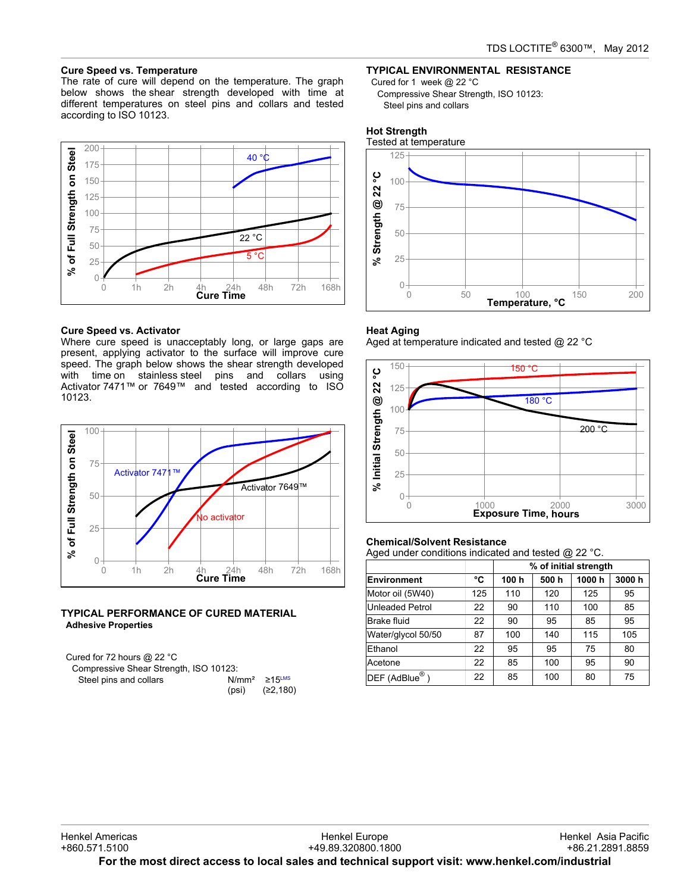## Cure Speed vs. Temperature

The rate of cure will depend on the temperature. The graph below shows the shear strength developed with time at different temperatures on steel pins and collars and tested according to ISO 10123.

% of Full Strength on Steel
200
175
150
125
100
75
50
25
0
0 1h 2h 4h 24h 48h 72h 168h
Cure Time
40 °C
22 °C
5 °C

## Cure Speed vs. Activator

Where cure speed is unacceptably long, or large gaps are present, applying activator to the surface will improve cure speed. The graph below shows the shear strength developed with time on stainless steel pins and collars using Activator 7471™ or 7649™ and tested according to ISO 10123.

% of Full Strength on Steel
100
75
50
25
0
0 1h 2h 4h 24h 48h 72h 168h
Cure Time
Activator 7471™
Activator 7649™
No activator

## TYPICAL PERFORMANCE OF CURED MATERIAL

### Adhesive Properties

Cured for 72 hours @ 22 °C
Compressive Shear Strength, ISO 10123:
Steel pins and collars N/mm² ≥15[LMS]
(psi) (≥2,180)

## TYPICAL ENVIRONMENTAL RESISTANCE

Cured for 1 week @ 22 °C
Compressive Shear Strength, ISO 10123:
Steel pins and collars

### Hot Strength

Tested at temperature

% Strength @ 22 °C
125
100
75
50
25
0
0 50 100 150 200
Temperature, °C

### Heat Aging

Aged at temperature indicated and tested @ 22 °C

% Initial Strength @ 22 °C
150
125
100
75
50
25
0
0 1000 2000 3000
Exposure Time, hours
150 °C
180 °C
200 °C

### Chemical/Solvent Resistance

Aged under conditions indicated and tested @ 22 °C.

| | | % of initial strength | | | |
|---|---|---|---|---|---|
| Environment | °C | 100 h | 500 h | 1000 h | 3000 h |
| Motor oil (5W40) | 125 | 110 | 120 | 125 | 95 |
| Unleaded Petrol | 22 | 90 | 110 | 100 | 85 |
| Brake fluid | 22 | 90 | 95 | 85 | 95 |
| Water/glycol 50/50 | 87 | 100 | 140 | 115 | 105 |
| Ethanol | 22 | 95 | 95 | 75 | 80 |
| Acetone | 22 | 85 | 100 | 95 | 90 |
| DEF (AdBlue®) | 22 | 85 | 100 | 80 | 75 |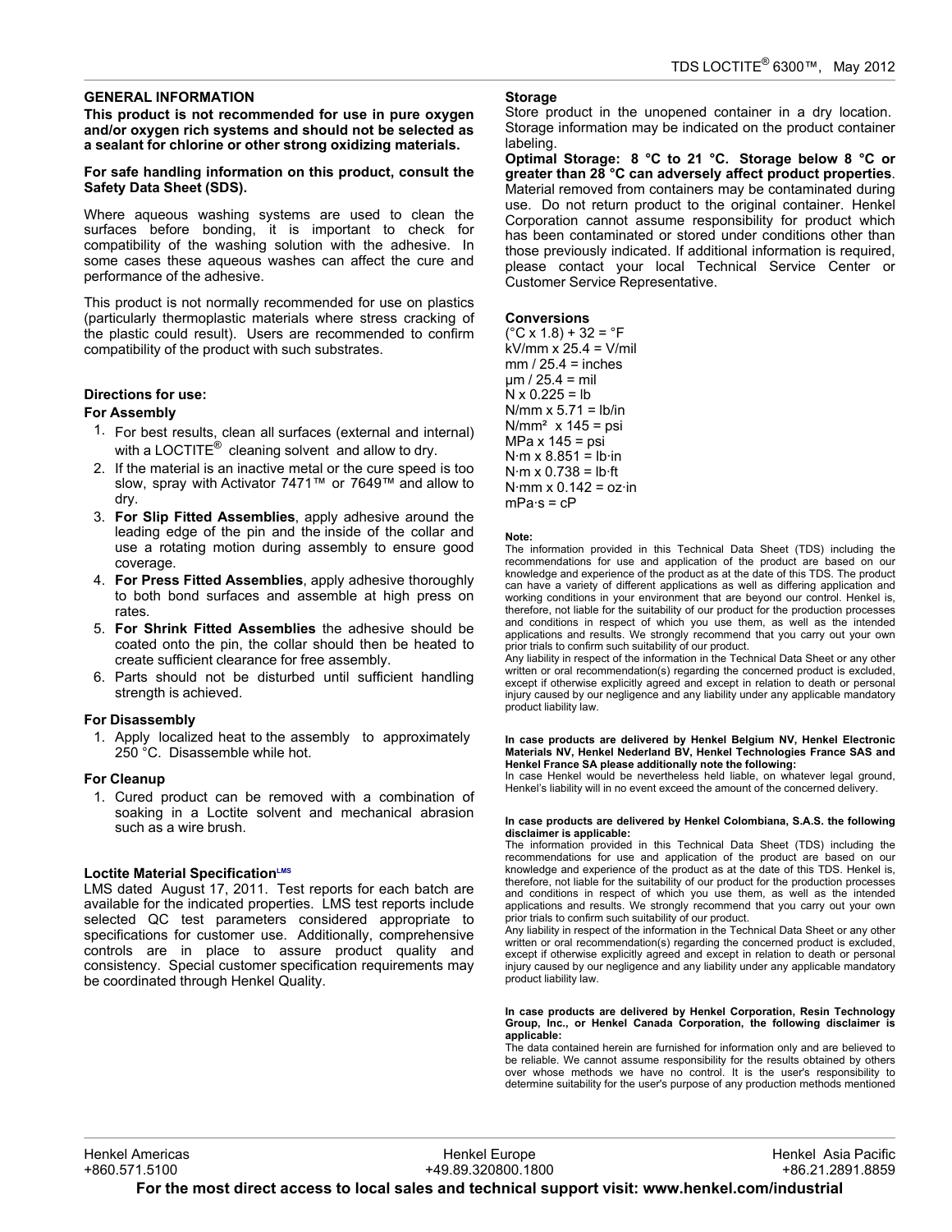## GENERAL INFORMATION

**This product is not recommended for use in pure oxygen and/or oxygen rich systems and should not be selected as a sealant for chlorine or other strong oxidizing materials.**

**For safe handling information on this product, consult the Safety Data Sheet (SDS).**

Where aqueous washing systems are used to clean the surfaces before bonding, it is important to check for compatibility of the washing solution with the adhesive. In some cases these aqueous washes can affect the cure and performance of the adhesive.

This product is not normally recommended for use on plastics (particularly thermoplastic materials where stress cracking of the plastic could result). Users are recommended to confirm compatibility of the product with such substrates.

### Directions for use:

#### For Assembly

1. For best results, clean all surfaces (external and internal) with a LOCTITE® cleaning solvent and allow to dry.
2. If the material is an inactive metal or the cure speed is too slow, spray with Activator 7471™ or 7649™ and allow to dry.
3. **For Slip Fitted Assemblies**, apply adhesive around the leading edge of the pin and the inside of the collar and use a rotating motion during assembly to ensure good coverage.
4. **For Press Fitted Assemblies**, apply adhesive thoroughly to both bond surfaces and assemble at high press on rates.
5. **For Shrink Fitted Assemblies** the adhesive should be coated onto the pin, the collar should then be heated to create sufficient clearance for free assembly.
6. Parts should not be disturbed until sufficient handling strength is achieved.

#### For Disassembly

1. Apply localized heat to the assembly to approximately 250 °C. Disassemble while hot.

#### For Cleanup

1. Cured product can be removed with a combination of soaking in a Loctite solvent and mechanical abrasion such as a wire brush.

### Loctite Material Specification[LMS]

LMS dated August 17, 2011. Test reports for each batch are available for the indicated properties. LMS test reports include selected QC test parameters considered appropriate to specifications for customer use. Additionally, comprehensive controls are in place to assure product quality and consistency. Special customer specification requirements may be coordinated through Henkel Quality.

### Storage

Store product in the unopened container in a dry location. Storage information may be indicated on the product container labeling.

**Optimal Storage: 8 °C to 21 °C. Storage below 8 °C or greater than 28 °C can adversely affect product properties**. Material removed from containers may be contaminated during use. Do not return product to the original container. Henkel Corporation cannot assume responsibility for product which has been contaminated or stored under conditions other than those previously indicated. If additional information is required, please contact your local Technical Service Center or Customer Service Representative.

### Conversions

(°C x 1.8) + 32 = °F
kV/mm x 25.4 = V/mil
mm / 25.4 = inches
µm / 25.4 = mil
N x 0.225 = lb
N/mm x 5.71 = lb/in
N/mm² x 145 = psi
MPa x 145 = psi
N·m x 8.851 = lb·in
N·m x 0.738 = lb·ft
N·mm x 0.142 = oz·in
mPa·s = cP

#### Note:

The information provided in this Technical Data Sheet (TDS) including the recommendations for use and application of the product are based on our knowledge and experience of the product as at the date of this TDS. The product can have a variety of different applications as well as differing application and working conditions in your environment that are beyond our control. Henkel is, therefore, not liable for the suitability of our product for the production processes and conditions in respect of which you use them, as well as the intended applications and results. We strongly recommend that you carry out your own prior trials to confirm such suitability of our product.

Any liability in respect of the information in the Technical Data Sheet or any other written or oral recommendation(s) regarding the concerned product is excluded, except if otherwise explicitly agreed and except in relation to death or personal injury caused by our negligence and any liability under any applicable mandatory product liability law.

**In case products are delivered by Henkel Belgium NV, Henkel Electronic Materials NV, Henkel Nederland BV, Henkel Technologies France SAS and Henkel France SA please additionally note the following:**

In case Henkel would be nevertheless held liable, on whatever legal ground, Henkel's liability will in no event exceed the amount of the concerned delivery.

**In case products are delivered by Henkel Colombiana, S.A.S. the following disclaimer is applicable:**

The information provided in this Technical Data Sheet (TDS) including the recommendations for use and application of the product are based on our knowledge and experience of the product as at the date of this TDS. Henkel is, therefore, not liable for the suitability of our product for the production processes and conditions in respect of which you use them, as well as the intended applications and results. We strongly recommend that you carry out your own prior trials to confirm such suitability of our product.

Any liability in respect of the information in the Technical Data Sheet or any other written or oral recommendation(s) regarding the concerned product is excluded, except if otherwise explicitly agreed and except in relation to death or personal injury caused by our negligence and any liability under any applicable mandatory product liability law.

**In case products are delivered by Henkel Corporation, Resin Technology Group, Inc., or Henkel Canada Corporation, the following disclaimer is applicable:**

The data contained herein are furnished for information only and are believed to be reliable. We cannot assume responsibility for the results obtained by others over whose methods we have no control. It is the user's responsibility to determine suitability for the user's purpose of any production methods mentioned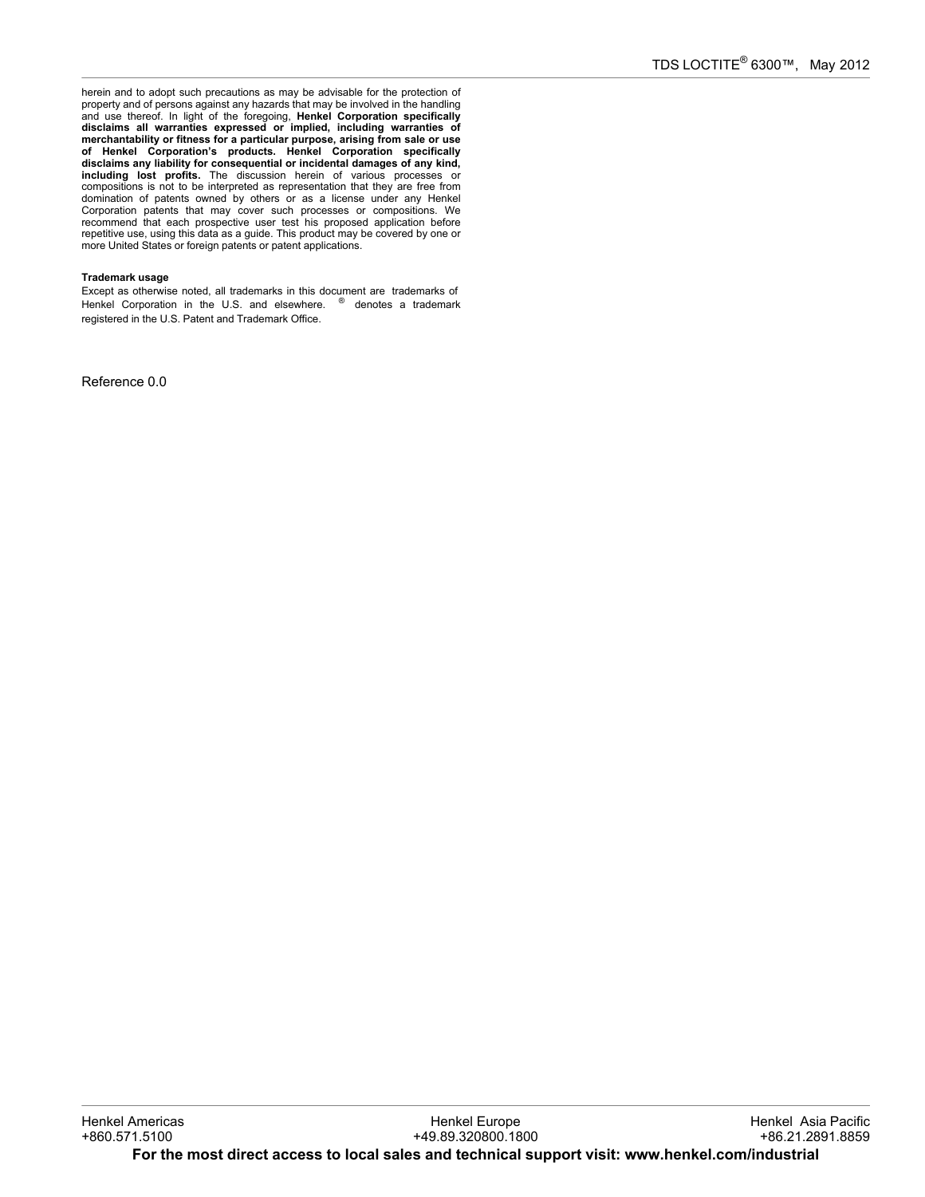herein and to adopt such precautions as may be advisable for the protection of property and of persons against any hazards that may be involved in the handling and use thereof. In light of the foregoing, **Henkel Corporation specifically disclaims all warranties expressed or implied, including warranties of merchantability or fitness for a particular purpose, arising from sale or use of Henkel Corporation's products. Henkel Corporation specifically disclaims any liability for consequential or incidental damages of any kind, including lost profits.** The discussion herein of various processes or compositions is not to be interpreted as representation that they are free from domination of patents owned by others or as a license under any Henkel Corporation patents that may cover such processes or compositions. We recommend that each prospective user test his proposed application before repetitive use, using this data as a guide. This product may be covered by one or more United States or foreign patents or patent applications.

**Trademark usage**

Except as otherwise noted, all trademarks in this document are trademarks of Henkel Corporation in the U.S. and elsewhere. ® denotes a trademark registered in the U.S. Patent and Trademark Office.

Reference 0.0

Henkel Americas
+860.571.5100

Henkel Europe
+49.89.320800.1800

Henkel Asia Pacific
+86.21.2891.8859

**For the most direct access to local sales and technical support visit: www.henkel.com/industrial**